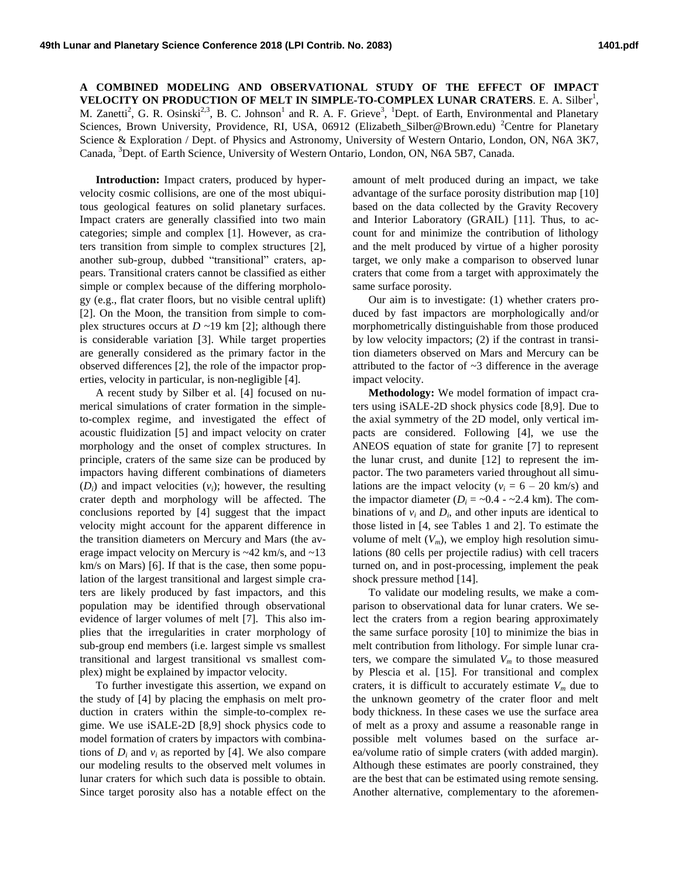# A COMBINED MODELING AND OBSERVATIONAL STUDY OF THE EFFECT OF IMPACT VELOCITY ON PRODUCTION OF MELT IN SIMPLE-TO-COMPLEX LUNAR CRATERS

E. A. Silber[1], M. Zanetti[2], G. R. Osinski[2,3], B. C. Johnson[1] and R. A. F. Grieve[3], [1]Dept. of Earth, Environmental and Planetary Sciences, Brown University, Providence, RI, USA, 06912 (Elizabeth_Silber@Brown.edu) [2]Centre for Planetary Science & Exploration / Dept. of Physics and Astronomy, University of Western Ontario, London, ON, N6A 3K7, Canada, [3]Dept. of Earth Science, University of Western Ontario, London, ON, N6A 5B7, Canada.

**Introduction:** Impact craters, produced by hypervelocity cosmic collisions, are one of the most ubiquitous geological features on solid planetary surfaces. Impact craters are generally classified into two main categories; simple and complex [1]. However, as craters transition from simple to complex structures [2], another sub-group, dubbed "transitional" craters, appears. Transitional craters cannot be classified as either simple or complex because of the differing morphology (e.g., flat crater floors, but no visible central uplift) [2]. On the Moon, the transition from simple to complex structures occurs at $D$ ~19 km [2]; although there is considerable variation [3]. While target properties are generally considered as the primary factor in the observed differences [2], the role of the impactor properties, velocity in particular, is non-negligible [4].

A recent study by Silber et al. [4] focused on numerical simulations of crater formation in the simple-to-complex regime, and investigated the effect of acoustic fluidization [5] and impact velocity on crater morphology and the onset of complex structures. In principle, craters of the same size can be produced by impactors having different combinations of diameters ($D_i$) and impact velocities ($v_i$); however, the resulting crater depth and morphology will be affected. The conclusions reported by [4] suggest that the impact velocity might account for the apparent difference in the transition diameters on Mercury and Mars (the average impact velocity on Mercury is ~42 km/s, and ~13 km/s on Mars) [6]. If that is the case, then some population of the largest transitional and largest simple craters are likely produced by fast impactors, and this population may be identified through observational evidence of larger volumes of melt [7]. This also implies that the irregularities in crater morphology of sub-group end members (i.e. largest simple vs smallest transitional and largest transitional vs smallest complex) might be explained by impactor velocity.

To further investigate this assertion, we expand on the study of [4] by placing the emphasis on melt production in craters within the simple-to-complex regime. We use iSALE-2D [8,9] shock physics code to model formation of craters by impactors with combinations of $D_i$ and $v_i$ as reported by [4]. We also compare our modeling results to the observed melt volumes in lunar craters for which such data is possible to obtain. Since target porosity also has a notable effect on the amount of melt produced during an impact, we take advantage of the surface porosity distribution map [10] based on the data collected by the Gravity Recovery and Interior Laboratory (GRAIL) [11]. Thus, to account for and minimize the contribution of lithology and the melt produced by virtue of a higher porosity target, we only make a comparison to observed lunar craters that come from a target with approximately the same surface porosity.

Our aim is to investigate: (1) whether craters produced by fast impactors are morphologically and/or morphometrically distinguishable from those produced by low velocity impactors; (2) if the contrast in transition diameters observed on Mars and Mercury can be attributed to the factor of ~3 difference in the average impact velocity.

**Methodology:** We model formation of impact craters using iSALE-2D shock physics code [8,9]. Due to the axial symmetry of the 2D model, only vertical impacts are considered. Following [4], we use the ANEOS equation of state for granite [7] to represent the lunar crust, and dunite [12] to represent the impactor. The two parameters varied throughout all simulations are the impact velocity ($v_i$ = 6 – 20 km/s) and the impactor diameter ($D_i$ = ~0.4 - ~2.4 km). The combinations of $v_i$ and $D_i$, and other inputs are identical to those listed in [4, see Tables 1 and 2]. To estimate the volume of melt ($V_m$), we employ high resolution simulations (80 cells per projectile radius) with cell tracers turned on, and in post-processing, implement the peak shock pressure method [14].

To validate our modeling results, we make a comparison to observational data for lunar craters. We select the craters from a region bearing approximately the same surface porosity [10] to minimize the bias in melt contribution from lithology. For simple lunar craters, we compare the simulated $V_m$ to those measured by Plescia et al. [15]. For transitional and complex craters, it is difficult to accurately estimate $V_m$ due to the unknown geometry of the crater floor and melt body thickness. In these cases we use the surface area of melt as a proxy and assume a reasonable range in possible melt volumes based on the surface area/volume ratio of simple craters (with added margin). Although these estimates are poorly constrained, they are the best that can be estimated using remote sensing. Another alternative, complementary to the aforemen-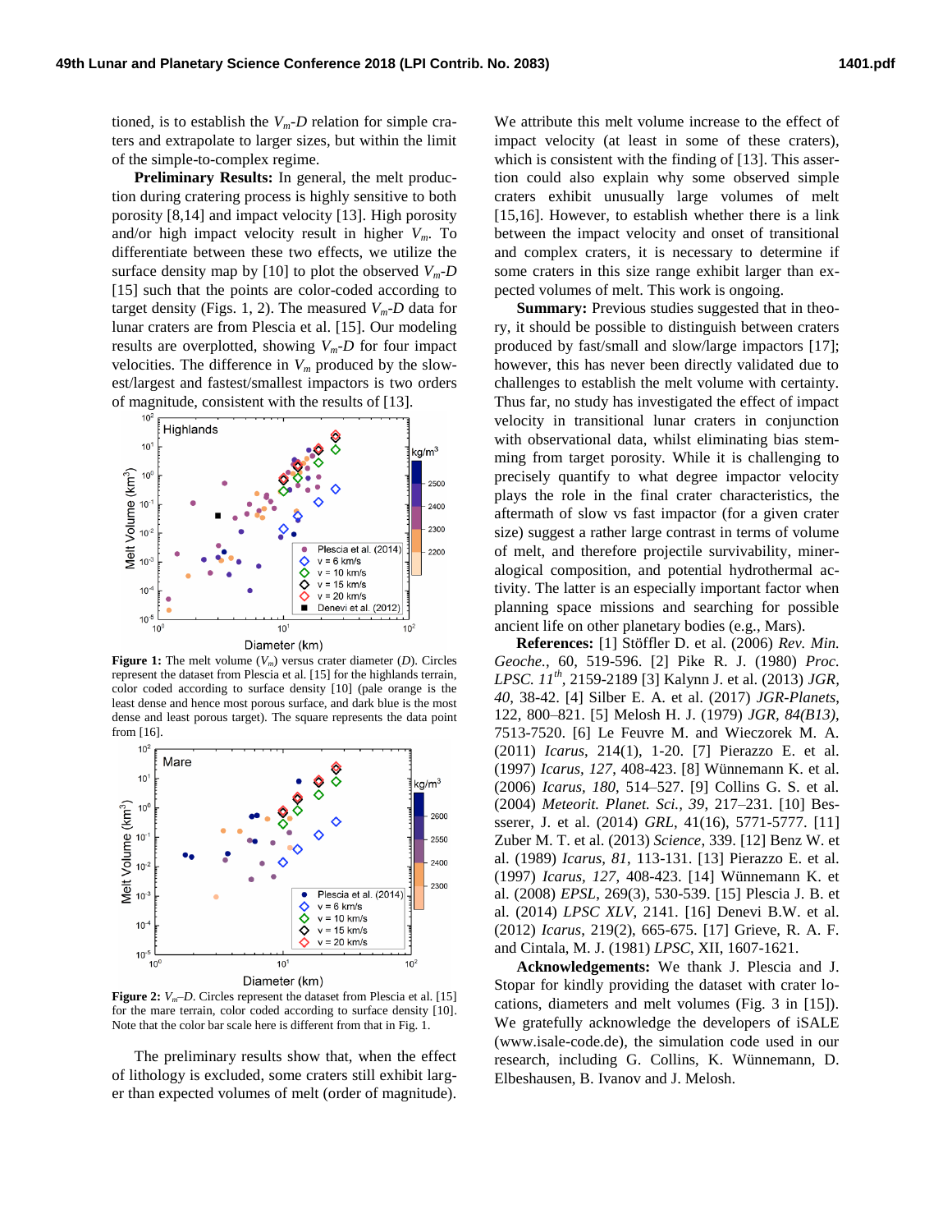tioned, is to establish the $V_m$-$D$ relation for simple craters and extrapolate to larger sizes, but within the limit of the simple-to-complex regime.

**Preliminary Results:** In general, the melt production during cratering process is highly sensitive to both porosity [8,14] and impact velocity [13]. High porosity and/or high impact velocity result in higher $V_m$. To differentiate between these two effects, we utilize the surface density map by [10] to plot the observed $V_m$-$D$ [15] such that the points are color-coded according to target density (Figs. 1, 2). The measured $V_m$-$D$ data for lunar craters are from Plescia et al. [15]. Our modeling results are overplotted, showing $V_m$-$D$ for four impact velocities. The difference in $V_m$ produced by the slowest/largest and fastest/smallest impactors is two orders of magnitude, consistent with the results of [13].

Highlands
Melt Volume (km³)
Diameter (km)
kg/m³
2500
2400
2300
2200
Plescia et al. (2014)
v = 6 km/s
v = 10 km/s
v = 15 km/s
v = 20 km/s
Denevi et al. (2012)

**Figure 1:** The melt volume ($V_m$) versus crater diameter ($D$). Circles represent the dataset from Plescia et al. [15] for the highlands terrain, color coded according to surface density [10] (pale orange is the least dense and hence most porous surface, and dark blue is the most dense and least porous target). The square represents the data point from [16].

Mare
Melt Volume (km³)
Diameter (km)
kg/m³
2600
2550
2400
2300
Plescia et al. (2014)
v = 6 km/s
v = 10 km/s
v = 15 km/s
v = 20 km/s

**Figure 2:** $V_m$–$D$. Circles represent the dataset from Plescia et al. [15] for the mare terrain, color coded according to surface density [10]. Note that the color bar scale here is different from that in Fig. 1.

The preliminary results show that, when the effect of lithology is excluded, some craters still exhibit larger than expected volumes of melt (order of magnitude). We attribute this melt volume increase to the effect of impact velocity (at least in some of these craters), which is consistent with the finding of [13]. This assertion could also explain why some observed simple craters exhibit unusually large volumes of melt [15,16]. However, to establish whether there is a link between the impact velocity and onset of transitional and complex craters, it is necessary to determine if some craters in this size range exhibit larger than expected volumes of melt. This work is ongoing.

**Summary:** Previous studies suggested that in theory, it should be possible to distinguish between craters produced by fast/small and slow/large impactors [17]; however, this has never been directly validated due to challenges to establish the melt volume with certainty. Thus far, no study has investigated the effect of impact velocity in transitional lunar craters in conjunction with observational data, whilst eliminating bias stemming from target porosity. While it is challenging to precisely quantify to what degree impactor velocity plays the role in the final crater characteristics, the aftermath of slow vs fast impactor (for a given crater size) suggest a rather large contrast in terms of volume of melt, and therefore projectile survivability, mineralogical composition, and potential hydrothermal activity. The latter is an especially important factor when planning space missions and searching for possible ancient life on other planetary bodies (e.g., Mars).

**References:** [1] Stöffler D. et al. (2006) *Rev. Min. Geoche.*, 60, 519-596. [2] Pike R. J. (1980) *Proc. LPSC. 11th*, 2159-2189 [3] Kalynn J. et al. (2013) *JGR, 40*, 38-42. [4] Silber E. A. et al. (2017) *JGR-Planets*, 122, 800–821. [5] Melosh H. J. (1979) *JGR, 84(B13)*, 7513-7520. [6] Le Feuvre M. and Wieczorek M. A. (2011) *Icarus*, 214(1), 1-20. [7] Pierazzo E. et al. (1997) *Icarus, 127*, 408-423. [8] Wünnemann K. et al. (2006) *Icarus, 180*, 514–527. [9] Collins G. S. et al. (2004) *Meteorit. Planet. Sci., 39*, 217–231. [10] Besserer, J. et al. (2014) *GRL*, 41(16), 5771-5777. [11] Zuber M. T. et al. (2013) *Science*, 339. [12] Benz W. et al. (1989) *Icarus, 81*, 113-131. [13] Pierazzo E. et al. (1997) *Icarus, 127*, 408-423. [14] Wünnemann K. et al. (2008) *EPSL*, 269(3), 530-539. [15] Plescia J. B. et al. (2014) *LPSC XLV*, 2141. [16] Denevi B.W. et al. (2012) *Icarus*, 219(2), 665-675. [17] Grieve, R. A. F. and Cintala, M. J. (1981) *LPSC*, XII, 1607-1621.

**Acknowledgements:** We thank J. Plescia and J. Stopar for kindly providing the dataset with crater locations, diameters and melt volumes (Fig. 3 in [15]). We gratefully acknowledge the developers of iSALE (www.isale-code.de), the simulation code used in our research, including G. Collins, K. Wünnemann, D. Elbeshausen, B. Ivanov and J. Melosh.